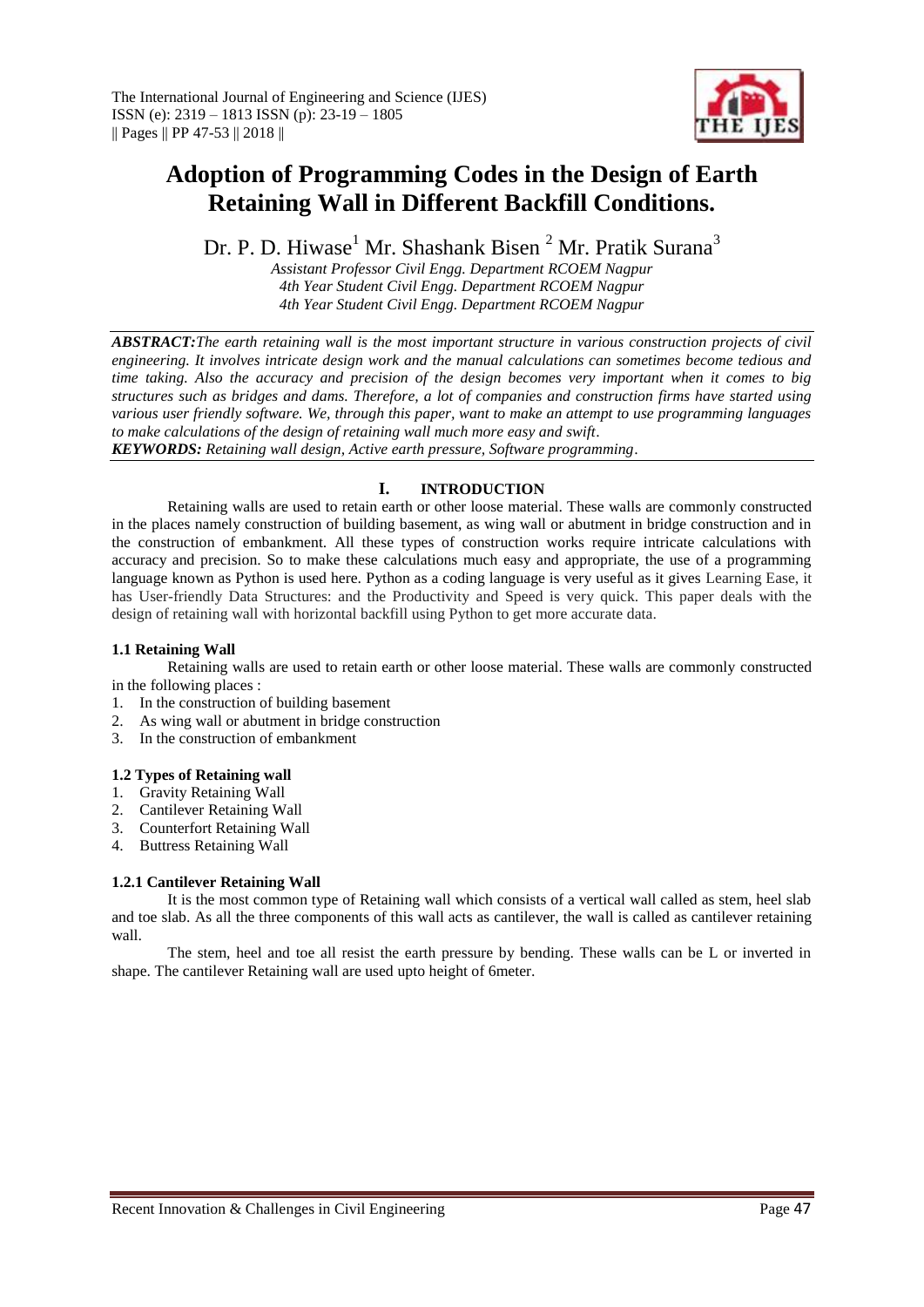# Adoption of Programming Codes in the Design of Earth Retaining Wall in Different Backfill Conditions.

Dr. P. D. Hiwase[1] Mr. Shashank Bisen [2] Mr. Pratik Surana[3]

*Assistant Professor Civil Engg. Department RCOEM Nagpur*
*4th Year Student Civil Engg. Department RCOEM Nagpur*
*4th Year Student Civil Engg. Department RCOEM Nagpur*

***ABSTRACT:*** *The earth retaining wall is the most important structure in various construction projects of civil engineering. It involves intricate design work and the manual calculations can sometimes become tedious and time taking. Also the accuracy and precision of the design becomes very important when it comes to big structures such as bridges and dams. Therefore, a lot of companies and construction firms have started using various user friendly software. We, through this paper, want to make an attempt to use programming languages to make calculations of the design of retaining wall much more easy and swift.*

***KEYWORDS:*** *Retaining wall design, Active earth pressure, Software programming.*

## I. INTRODUCTION

Retaining walls are used to retain earth or other loose material. These walls are commonly constructed in the places namely construction of building basement, as wing wall or abutment in bridge construction and in the construction of embankment. All these types of construction works require intricate calculations with accuracy and precision. So to make these calculations much easy and appropriate, the use of a programming language known as Python is used here. Python as a coding language is very useful as it gives Learning Ease, it has User-friendly Data Structures: and the Productivity and Speed is very quick. This paper deals with the design of retaining wall with horizontal backfill using Python to get more accurate data.

### 1.1 Retaining Wall

Retaining walls are used to retain earth or other loose material. These walls are commonly constructed in the following places :

1. In the construction of building basement
2. As wing wall or abutment in bridge construction
3. In the construction of embankment

### 1.2 Types of Retaining wall

1. Gravity Retaining Wall
2. Cantilever Retaining Wall
3. Counterfort Retaining Wall
4. Buttress Retaining Wall

#### 1.2.1 Cantilever Retaining Wall

It is the most common type of Retaining wall which consists of a vertical wall called as stem, heel slab and toe slab. As all the three components of this wall acts as cantilever, the wall is called as cantilever retaining wall.

The stem, heel and toe all resist the earth pressure by bending. These walls can be L or inverted in shape. The cantilever Retaining wall are used upto height of 6meter.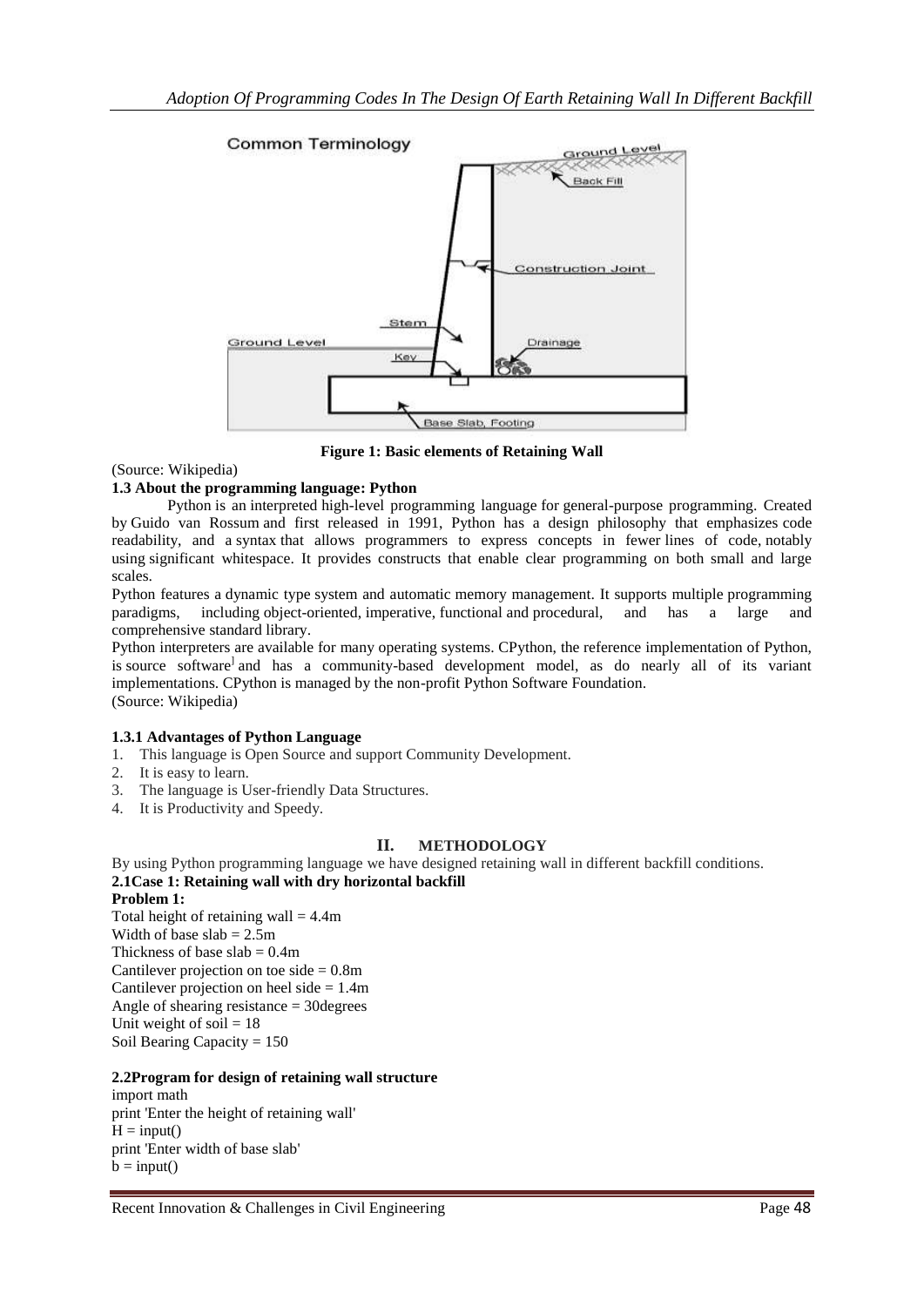Figure 1: Basic elements of Retaining Wall

(Source: Wikipedia)

### 1.3 About the programming language: Python

Python is an interpreted high-level programming language for general-purpose programming. Created by Guido van Rossum and first released in 1991, Python has a design philosophy that emphasizes code readability, and a syntax that allows programmers to express concepts in fewer lines of code, notably using significant whitespace. It provides constructs that enable clear programming on both small and large scales.

Python features a dynamic type system and automatic memory management. It supports multiple programming paradigms, including object-oriented, imperative, functional and procedural, and has a large and comprehensive standard library.

Python interpreters are available for many operating systems. CPython, the reference implementation of Python, is source software[] and has a community-based development model, as do nearly all of its variant implementations. CPython is managed by the non-profit Python Software Foundation.

(Source: Wikipedia)

#### 1.3.1 Advantages of Python Language

1. This language is Open Source and support Community Development.
2. It is easy to learn.
3. The language is User-friendly Data Structures.
4. It is Productivity and Speedy.

## II. METHODOLOGY

By using Python programming language we have designed retaining wall in different backfill conditions.

### 2.1Case 1: Retaining wall with dry horizontal backfill

**Problem 1:**

Total height of retaining wall = 4.4m
Width of base slab = 2.5m
Thickness of base slab = 0.4m
Cantilever projection on toe side = 0.8m
Cantilever projection on heel side = 1.4m
Angle of shearing resistance = 30degrees
Unit weight of soil = 18
Soil Bearing Capacity = 150

### 2.2Program for design of retaining wall structure

```
import math
print 'Enter the height of retaining wall'
H = input()
print 'Enter width of base slab'
b = input()
```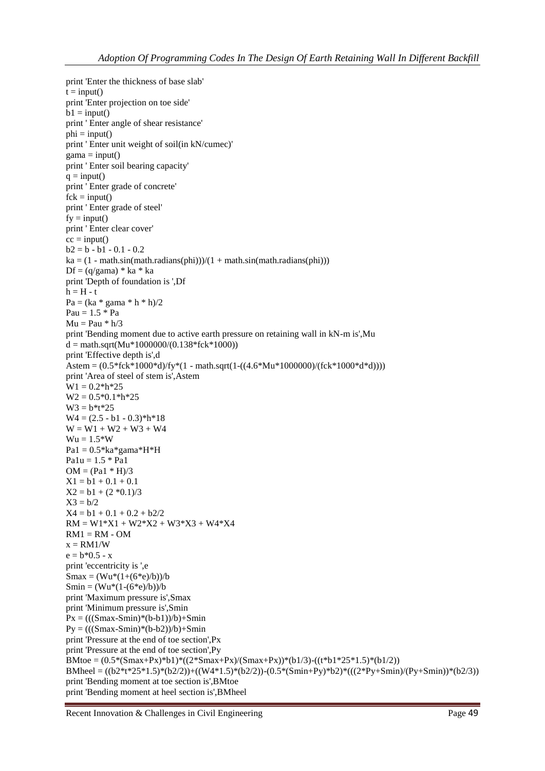```
print 'Enter the thickness of base slab'
t = input()
print 'Enter projection on toe side'
b1 = input()
print ' Enter angle of shear resistance'
phi = input()
print ' Enter unit weight of soil(in kN/cumec)'
gama = input()
print ' Enter soil bearing capacity'
q = input()
print ' Enter grade of concrete'
fck = input()
print ' Enter grade of steel'
fy = input()
print ' Enter clear cover'
cc = input()
b2 = b - b1 - 0.1 - 0.2
ka = (1 - math.sin(math.radians(phi)))/(1 + math.sin(math.radians(phi)))
Df = (q/gama) * ka * ka
print 'Depth of foundation is ',Df
h = H - t
Pa = (ka * gama * h * h)/2
Pau = 1.5 * Pa
Mu = Pau * h/3
print 'Bending moment due to active earth pressure on retaining wall in kN-m is',Mu
d = math.sqrt(Mu*1000000/(0.138*fck*1000))
print 'Effective depth is',d
Astem = (0.5*fck*1000*d)/fy*(1 - math.sqrt(1-((4.6*Mu*1000000)/(fck*1000*d*d))))
print 'Area of steel of stem is',Astem
W1 = 0.2*h*25
W2 = 0.5*0.1*h*25
W3 = b*t*25
W4 = (2.5 - b1 - 0.3)*h*18
W = W1 + W2 + W3 + W4
Wu = 1.5*W
Pa1 = 0.5*ka*gama*H*H
Pa1u = 1.5 * Pa1
OM = (Pa1 * H)/3
X1 = b1 + 0.1 + 0.1
X2 = b1 + (2 *0.1)/3
X3 = b/2
X4 = b1 + 0.1 + 0.2 + b2/2
RM = W1*X1 + W2*X2 + W3*X3 + W4*X4
RM1 = RM - OM
x = RM1/W
e = b*0.5 - x
print 'eccentricity is ',e
Smax = (Wu*(1+(6*e)/b))/b
Smin = (Wu*(1-(6*e)/b))/b
print 'Maximum pressure is',Smax
print 'Minimum pressure is',Smin
Px = (((Smax-Smin)*(b-b1))/b)+Smin
Py = (((Smax-Smin)*(b-b2))/b)+Smin
print 'Pressure at the end of toe section',Px
print 'Pressure at the end of toe section',Py
BMtoe = (0.5*(Smax+Px)*b1)*((2*Smax+Px)/(Smax+Px))*(b1/3)-((t*b1*25*1.5)*(b1/2))
BMheel = ((b2*t*25*1.5)*(b2/2))+((W4*1.5)*(b2/2))-(0.5*(Smin+Py)*b2)*(((2*Py+Smin)/(Py+Smin))*(b2/3))
print 'Bending moment at toe section is',BMtoe
print 'Bending moment at heel section is',BMheel
```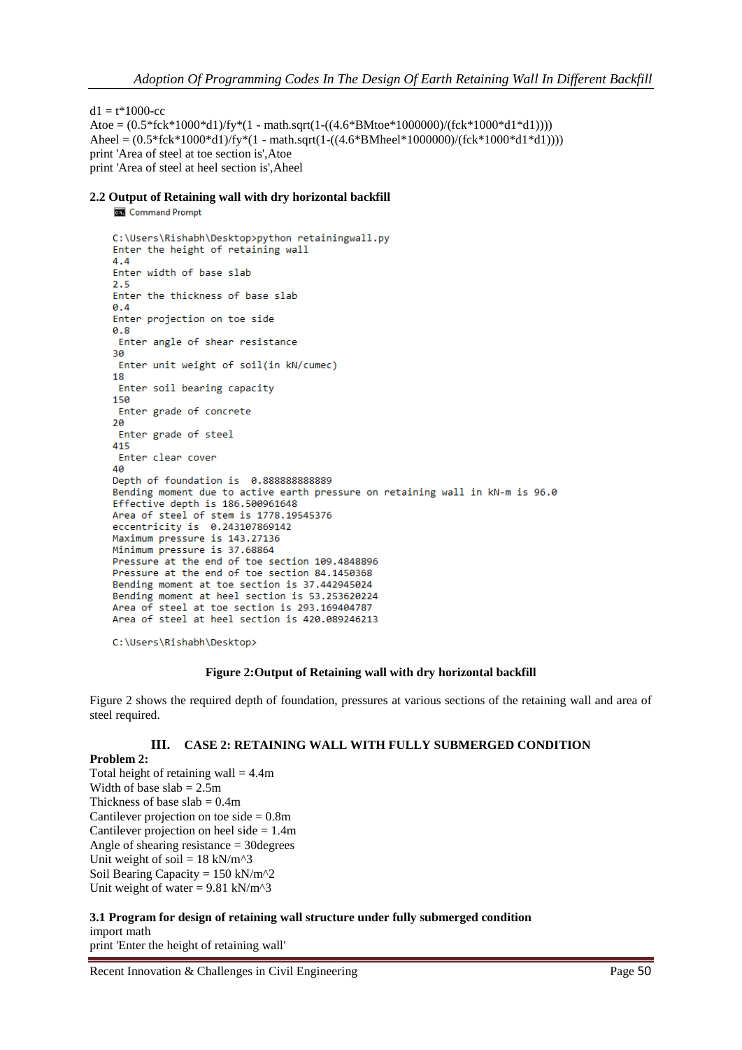```
d1 = t*1000-cc
Atoe = (0.5*fck*1000*d1)/fy*(1 - math.sqrt(1-((4.6*BMtoe*1000000)/(fck*1000*d1*d1))))
Aheel = (0.5*fck*1000*d1)/fy*(1 - math.sqrt(1-((4.6*BMheel*1000000)/(fck*1000*d1*d1))))
print 'Area of steel at toe section is',Atoe
print 'Area of steel at heel section is',Aheel
```

### 2.2 Output of Retaining wall with dry horizontal backfill

```
Command Prompt

C:\Users\Rishabh\Desktop>python retainingwall.py
Enter the height of retaining wall
4.4
Enter width of base slab
2.5
Enter the thickness of base slab
0.4
Enter projection on toe side
0.8
 Enter angle of shear resistance
30
 Enter unit weight of soil(in kN/cumec)
18
 Enter soil bearing capacity
150
 Enter grade of concrete
20
 Enter grade of steel
415
 Enter clear cover
40
Depth of foundation is  0.888888888889
Bending moment due to active earth pressure on retaining wall in kN-m is 96.0
Effective depth is 186.500961648
Area of steel of stem is 1778.19545376
eccentricity is  0.243107869142
Maximum pressure is 143.27136
Minimum pressure is 37.68864
Pressure at the end of toe section 109.4848896
Pressure at the end of toe section 84.1450368
Bending moment at toe section is 37.442945024
Bending moment at heel section is 53.253620224
Area of steel at toe section is 293.169404787
Area of steel at heel section is 420.089246213

C:\Users\Rishabh\Desktop>
```

**Figure 2:Output of Retaining wall with dry horizontal backfill**

Figure 2 shows the required depth of foundation, pressures at various sections of the retaining wall and area of steel required.

## III. CASE 2: RETAINING WALL WITH FULLY SUBMERGED CONDITION

**Problem 2:**

Total height of retaining wall = 4.4m
Width of base slab = 2.5m
Thickness of base slab = 0.4m
Cantilever projection on toe side = 0.8m
Cantilever projection on heel side = 1.4m
Angle of shearing resistance = 30degrees
Unit weight of soil = 18 kN/m^3
Soil Bearing Capacity = 150 kN/m^2
Unit weight of water = 9.81 kN/m^3

### 3.1 Program for design of retaining wall structure under fully submerged condition

```
import math
print 'Enter the height of retaining wall'
```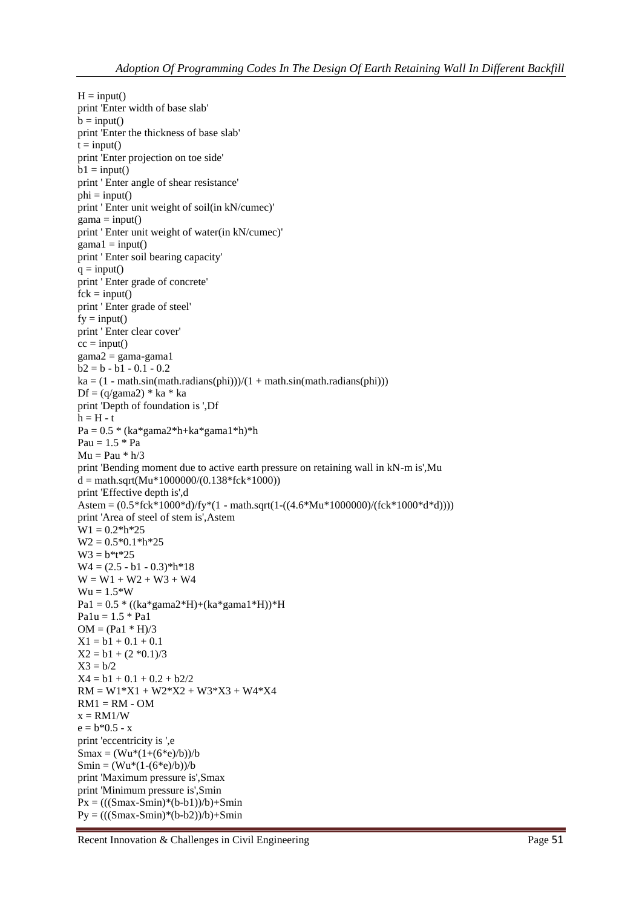```
H = input()
print 'Enter width of base slab'
b = input()
print 'Enter the thickness of base slab'
t = input()
print 'Enter projection on toe side'
b1 = input()
print ' Enter angle of shear resistance'
phi = input()
print ' Enter unit weight of soil(in kN/cumec)'
gama = input()
print ' Enter unit weight of water(in kN/cumec)'
gama1 = input()
print ' Enter soil bearing capacity'
q = input()
print ' Enter grade of concrete'
fck = input()
print ' Enter grade of steel'
fy = input()
print ' Enter clear cover'
cc = input()
gama2 = gama-gama1
b2 = b - b1 - 0.1 - 0.2
ka = (1 - math.sin(math.radians(phi)))/(1 + math.sin(math.radians(phi)))
Df = (q/gama2) * ka * ka
print 'Depth of foundation is ',Df
h = H - t
Pa = 0.5 * (ka*gama2*h+ka*gama1*h)*h
Pau = 1.5 * Pa
Mu = Pau * h/3
print 'Bending moment due to active earth pressure on retaining wall in kN-m is',Mu
d = math.sqrt(Mu*1000000/(0.138*fck*1000))
print 'Effective depth is',d
Astem = (0.5*fck*1000*d)/fy*(1 - math.sqrt(1-((4.6*Mu*1000000)/(fck*1000*d*d))))
print 'Area of steel of stem is',Astem
W1 = 0.2*h*25
W2 = 0.5*0.1*h*25
W3 = b*t*25
W4 = (2.5 - b1 - 0.3)*h*18
W = W1 + W2 + W3 + W4
Wu = 1.5*W
Pa1 = 0.5 * ((ka*gama2*H)+(ka*gama1*H))*H
Pa1u = 1.5 * Pa1
OM = (Pa1 * H)/3
X1 = b1 + 0.1 + 0.1
X2 = b1 + (2 *0.1)/3
X3 = b/2
X4 = b1 + 0.1 + 0.2 + b2/2
RM = W1*X1 + W2*X2 + W3*X3 + W4*X4
RM1 = RM - OM
x = RM1/W
e = b*0.5 - x
print 'eccentricity is ',e
Smax = (Wu*(1+(6*e)/b))/b
Smin = (Wu*(1-(6*e)/b))/b
print 'Maximum pressure is',Smax
print 'Minimum pressure is',Smin
Px = (((Smax-Smin)*(b-b1))/b)+Smin
Py = (((Smax-Smin)*(b-b2))/b)+Smin
```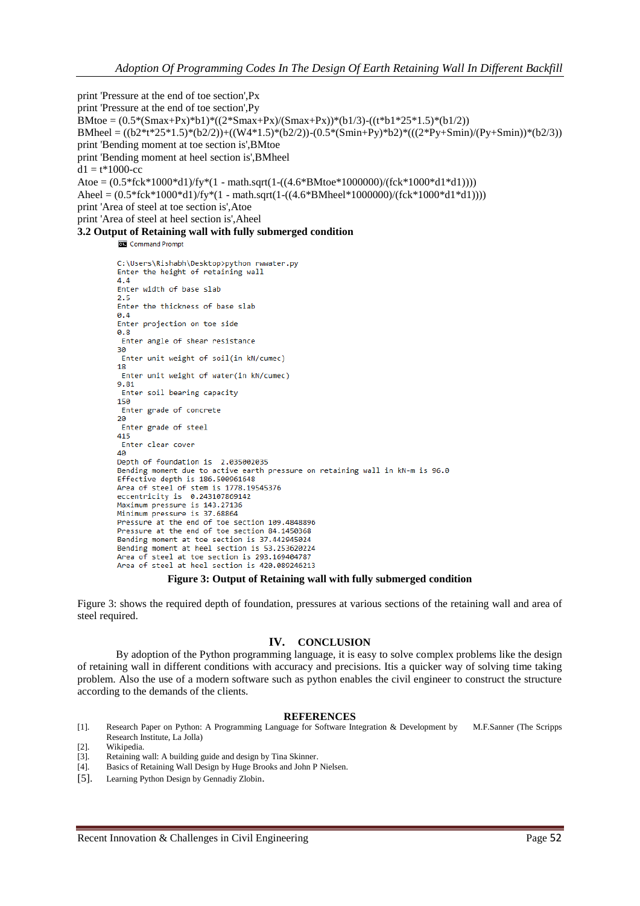```
print 'Pressure at the end of toe section',Px
print 'Pressure at the end of toe section',Py
BMtoe = (0.5*(Smax+Px)*b1)*((2*Smax+Px)/(Smax+Px))*(b1/3)-((t*b1*25*1.5)*(b1/2))
BMheel = ((b2*t*25*1.5)*(b2/2))+((W4*1.5)*(b2/2))-(0.5*(Smin+Py)*b2)*(((2*Py+Smin)/(Py+Smin))*(b2/3))
print 'Bending moment at toe section is',BMtoe
print 'Bending moment at heel section is',BMheel
d1 = t*1000-cc
Atoe = (0.5*fck*1000*d1)/fy*(1 - math.sqrt(1-((4.6*BMtoe*1000000)/(fck*1000*d1*d1))))
Aheel = (0.5*fck*1000*d1)/fy*(1 - math.sqrt(1-((4.6*BMheel*1000000)/(fck*1000*d1*d1))))
print 'Area of steel at toe section is',Atoe
print 'Area of steel at heel section is',Aheel
```

**3.2 Output of Retaining wall with fully submerged condition**

```
Command Prompt

C:\Users\Rishabh\Desktop>python rwwater.py
Enter the height of retaining wall
4.4
Enter width of base slab
2.5
Enter the thickness of base slab
0.4
Enter projection on toe side
0.8
 Enter angle of shear resistance
30
 Enter unit weight of soil(in kN/cumec)
18
 Enter unit weight of water(in kN/cumec)
9.81
 Enter soil bearing capacity
150
 Enter grade of concrete
20
 Enter grade of steel
415
 Enter clear cover
40
Depth of foundation is  2.035002035
Bending moment due to active earth pressure on retaining wall in kN-m is 96.0
Effective depth is 186.500961648
Area of steel of stem is 1778.19545376
eccentricity is  0.243107869142
Maximum pressure is 143.27136
Minimum pressure is 37.68864
Pressure at the end of toe section 109.4848896
Pressure at the end of toe section 84.1450368
Bending moment at toe section is 37.442945024
Bending moment at heel section is 53.253620224
Area of steel at toe section is 293.169404787
Area of steel at heel section is 420.089246213
```

**Figure 3: Output of Retaining wall with fully submerged condition**

Figure 3: shows the required depth of foundation, pressures at various sections of the retaining wall and area of steel required.

## IV. CONCLUSION

By adoption of the Python programming language, it is easy to solve complex problems like the design of retaining wall in different conditions with accuracy and precisions. Itis a quicker way of solving time taking problem. Also the use of a modern software such as python enables the civil engineer to construct the structure according to the demands of the clients.

## REFERENCES

[1]. Research Paper on Python: A Programming Language for Software Integration & Development by M.F.Sanner (The Scripps Research Institute, La Jolla)

[2]. Wikipedia.

[3]. Retaining wall: A building guide and design by Tina Skinner.

[4]. Basics of Retaining Wall Design by Huge Brooks and John P Nielsen.

[5]. Learning Python Design by Gennadiy Zlobin.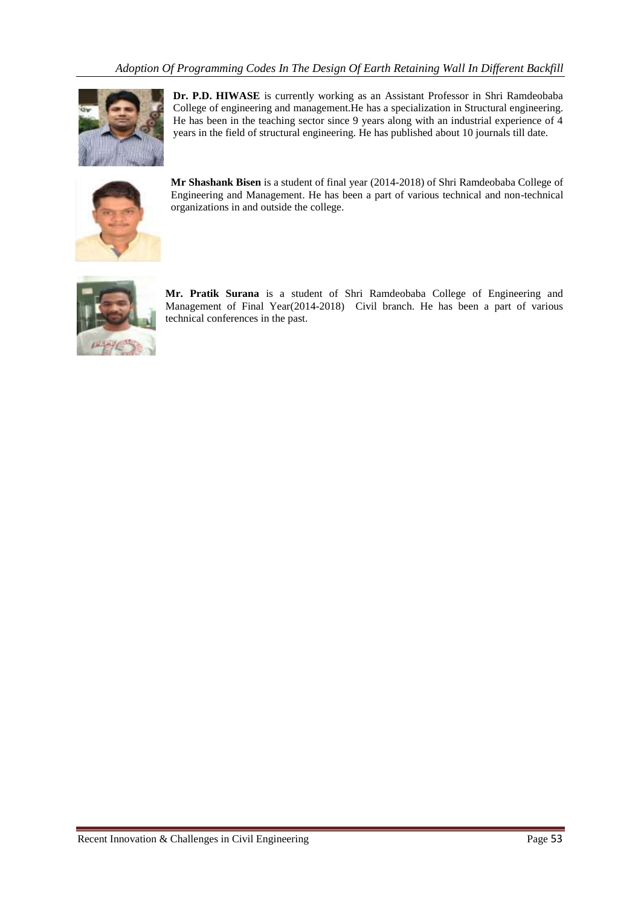**Dr. P.D. HIWASE** is currently working as an Assistant Professor in Shri Ramdeobaba College of engineering and management.He has a specialization in Structural engineering. He has been in the teaching sector since 9 years along with an industrial experience of 4 years in the field of structural engineering. He has published about 10 journals till date.

**Mr Shashank Bisen** is a student of final year (2014-2018) of Shri Ramdeobaba College of Engineering and Management. He has been a part of various technical and non-technical organizations in and outside the college.

**Mr. Pratik Surana** is a student of Shri Ramdeobaba College of Engineering and Management of Final Year(2014-2018) Civil branch. He has been a part of various technical conferences in the past.